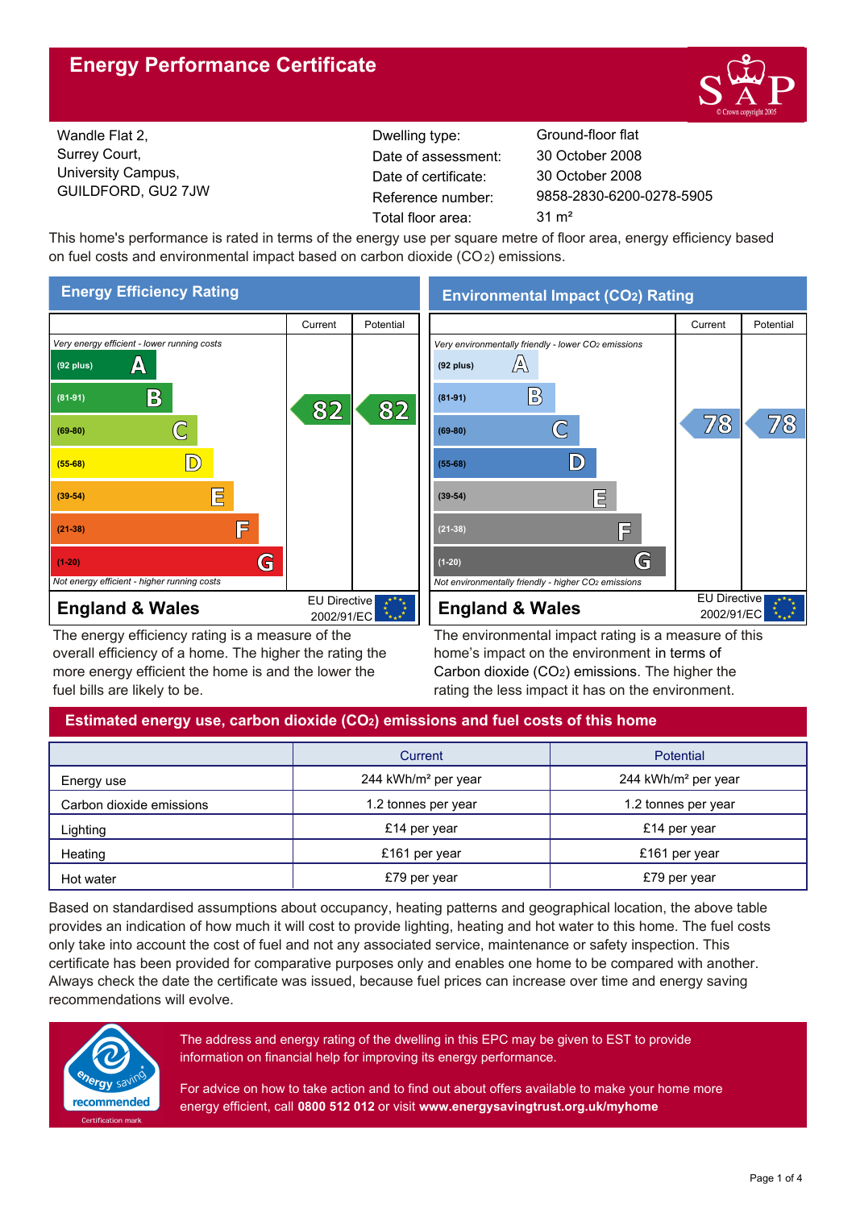# Energy Performance Certificate

Wandle Flat 2,
Surrey Court,
University Campus,
GUILDFORD, GU2 7JW

| | |
|---|---|
| Dwelling type: | Ground-floor flat |
| Date of assessment: | 30 October 2008 |
| Date of certificate: | 30 October 2008 |
| Reference number: | 9858-2830-6200-0278-5905 |
| Total floor area: | 31 m² |

This home's performance is rated in terms of the energy use per square metre of floor area, energy efficiency based on fuel costs and environmental impact based on carbon dioxide ($CO_2$) emissions.

## Energy Efficiency Rating

| | Current | Potential |
|---|---|---|
| *Very energy efficient - lower running costs* | | |
| (92 plus) A | | |
| (81-91) B | 82 | 82 |
| (69-80) C | | |
| (55-68) D | | |
| (39-54) E | | |
| (21-38) F | | |
| (1-20) G | | |
| *Not energy efficient - higher running costs* | | |

**England & Wales** — EU Directive 2002/91/EC

The energy efficiency rating is a measure of the overall efficiency of a home. The higher the rating the more energy efficient the home is and the lower the fuel bills are likely to be.

## Environmental Impact ($CO_2$) Rating

| | Current | Potential |
|---|---|---|
| *Very environmentally friendly - lower $CO_2$ emissions* | | |
| (92 plus) A | | |
| (81-91) B | | |
| (69-80) C | 78 | 78 |
| (55-68) D | | |
| (39-54) E | | |
| (21-38) F | | |
| (1-20) G | | |
| *Not environmentally friendly - higher $CO_2$ emissions* | | |

**England & Wales** — EU Directive 2002/91/EC

The environmental impact rating is a measure of this home's impact on the environment in terms of Carbon dioxide ($CO_2$) emissions. The higher the rating the less impact it has on the environment.

## Estimated energy use, carbon dioxide ($CO_2$) emissions and fuel costs of this home

| | Current | Potential |
|---|---|---|
| Energy use | 244 kWh/m² per year | 244 kWh/m² per year |
| Carbon dioxide emissions | 1.2 tonnes per year | 1.2 tonnes per year |
| Lighting | £14 per year | £14 per year |
| Heating | £161 per year | £161 per year |
| Hot water | £79 per year | £79 per year |

Based on standardised assumptions about occupancy, heating patterns and geographical location, the above table provides an indication of how much it will cost to provide lighting, heating and hot water to this home. The fuel costs only take into account the cost of fuel and not any associated service, maintenance or safety inspection. This certificate has been provided for comparative purposes only and enables one home to be compared with another. Always check the date the certificate was issued, because fuel prices can increase over time and energy saving recommendations will evolve.

energy saving recommended — Certification mark

The address and energy rating of the dwelling in this EPC may be given to EST to provide information on financial help for improving its energy performance.

For advice on how to take action and to find out about offers available to make your home more energy efficient, call **0800 512 012** or visit **www.energysavingtrust.org.uk/myhome**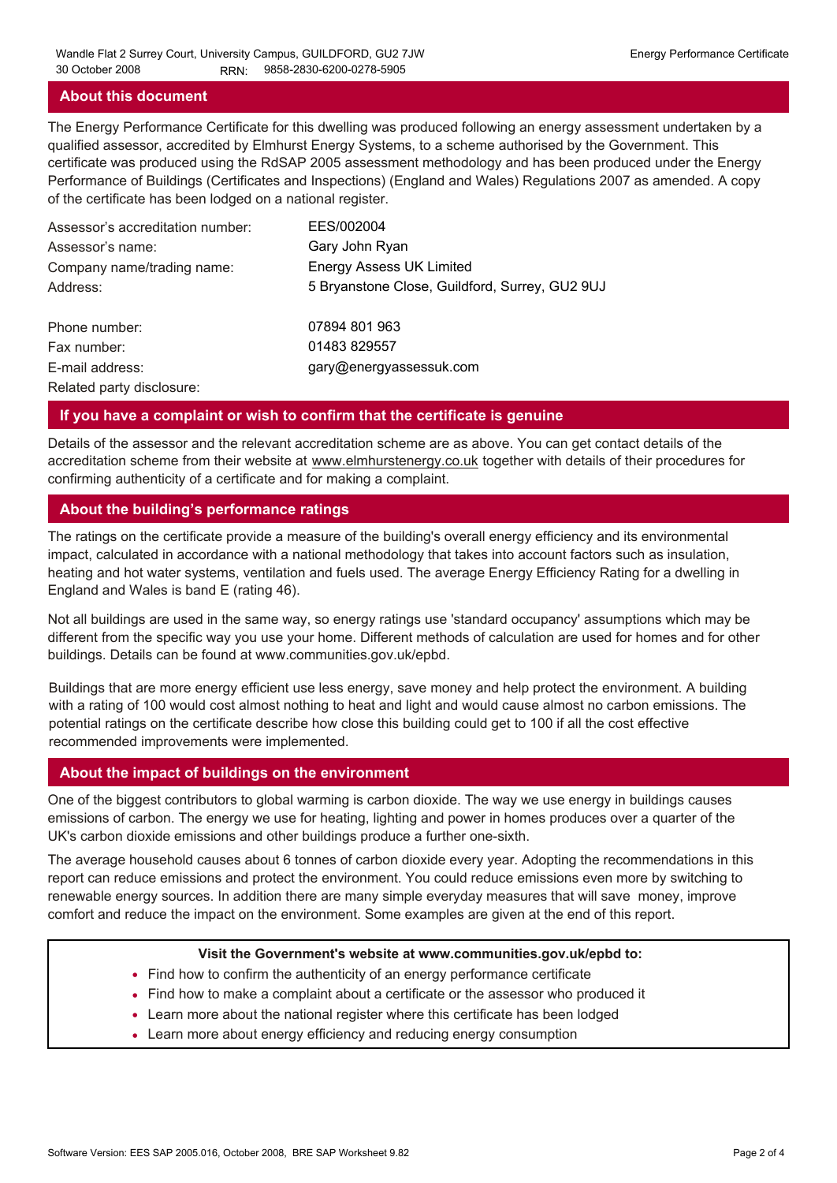## About this document

The Energy Performance Certificate for this dwelling was produced following an energy assessment undertaken by a qualified assessor, accredited by Elmhurst Energy Systems, to a scheme authorised by the Government. This certificate was produced using the RdSAP 2005 assessment methodology and has been produced under the Energy Performance of Buildings (Certificates and Inspections) (England and Wales) Regulations 2007 as amended. A copy of the certificate has been lodged on a national register.

| | |
|---|---|
| Assessor's accreditation number: | EES/002004 |
| Assessor's name: | Gary John Ryan |
| Company name/trading name: | Energy Assess UK Limited |
| Address: | 5 Bryanstone Close, Guildford, Surrey, GU2 9UJ |
| Phone number: | 07894 801 963 |
| Fax number: | 01483 829557 |
| E-mail address: | gary@energyassessuk.com |
| Related party disclosure: | |

## If you have a complaint or wish to confirm that the certificate is genuine

Details of the assessor and the relevant accreditation scheme are as above. You can get contact details of the accreditation scheme from their website at www.elmhurstenergy.co.uk together with details of their procedures for confirming authenticity of a certificate and for making a complaint.

## About the building's performance ratings

The ratings on the certificate provide a measure of the building's overall energy efficiency and its environmental impact, calculated in accordance with a national methodology that takes into account factors such as insulation, heating and hot water systems, ventilation and fuels used. The average Energy Efficiency Rating for a dwelling in England and Wales is band E (rating 46).

Not all buildings are used in the same way, so energy ratings use 'standard occupancy' assumptions which may be different from the specific way you use your home. Different methods of calculation are used for homes and for other buildings. Details can be found at www.communities.gov.uk/epbd.

Buildings that are more energy efficient use less energy, save money and help protect the environment. A building with a rating of 100 would cost almost nothing to heat and light and would cause almost no carbon emissions. The potential ratings on the certificate describe how close this building could get to 100 if all the cost effective recommended improvements were implemented.

## About the impact of buildings on the environment

One of the biggest contributors to global warming is carbon dioxide. The way we use energy in buildings causes emissions of carbon. The energy we use for heating, lighting and power in homes produces over a quarter of the UK's carbon dioxide emissions and other buildings produce a further one-sixth.

The average household causes about 6 tonnes of carbon dioxide every year. Adopting the recommendations in this report can reduce emissions and protect the environment. You could reduce emissions even more by switching to renewable energy sources. In addition there are many simple everyday measures that will save money, improve comfort and reduce the impact on the environment. Some examples are given at the end of this report.

**Visit the Government's website at www.communities.gov.uk/epbd to:**

- Find how to confirm the authenticity of an energy performance certificate
- Find how to make a complaint about a certificate or the assessor who produced it
- Learn more about the national register where this certificate has been lodged
- Learn more about energy efficiency and reducing energy consumption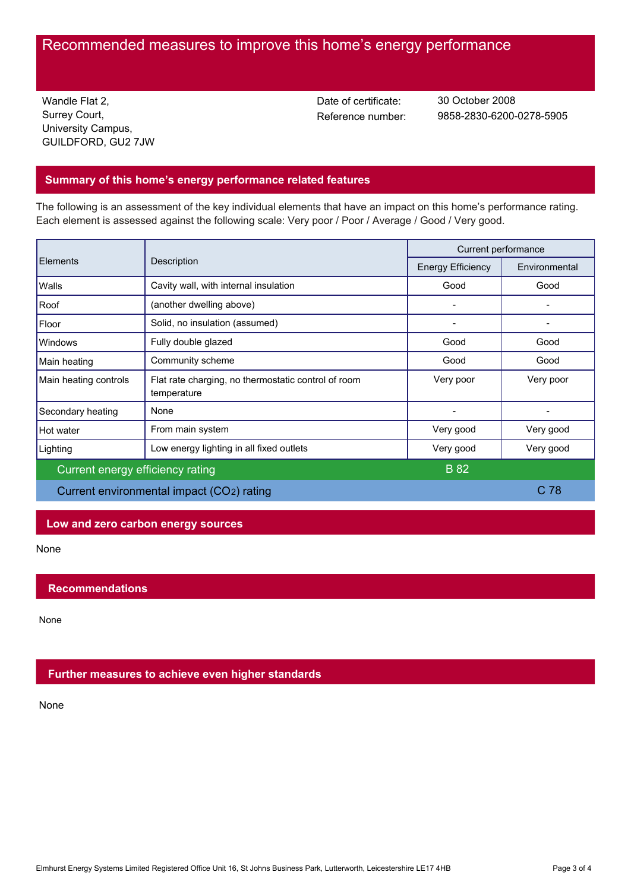# Recommended measures to improve this home's energy performance

Wandle Flat 2,
Surrey Court,
University Campus,
GUILDFORD, GU2 7JW

Date of certificate: 30 October 2008
Reference number: 9858-2830-6200-0278-5905

## Summary of this home's energy performance related features

The following is an assessment of the key individual elements that have an impact on this home's performance rating. Each element is assessed against the following scale: Very poor / Poor / Average / Good / Very good.

| Elements | Description | Current performance | |
|---|---|---|---|
| | | Energy Efficiency | Environmental |
| Walls | Cavity wall, with internal insulation | Good | Good |
| Roof | (another dwelling above) | - | - |
| Floor | Solid, no insulation (assumed) | - | - |
| Windows | Fully double glazed | Good | Good |
| Main heating | Community scheme | Good | Good |
| Main heating controls | Flat rate charging, no thermostatic control of room temperature | Very poor | Very poor |
| Secondary heating | None | - | - |
| Hot water | From main system | Very good | Very good |
| Lighting | Low energy lighting in all fixed outlets | Very good | Very good |
| Current energy efficiency rating | | B 82 | |
| Current environmental impact ($CO_2$) rating | | | C 78 |

## Low and zero carbon energy sources

None

## Recommendations

None

## Further measures to achieve even higher standards

None

Elmhurst Energy Systems Limited Registered Office Unit 16, St Johns Business Park, Lutterworth, Leicestershire LE17 4HB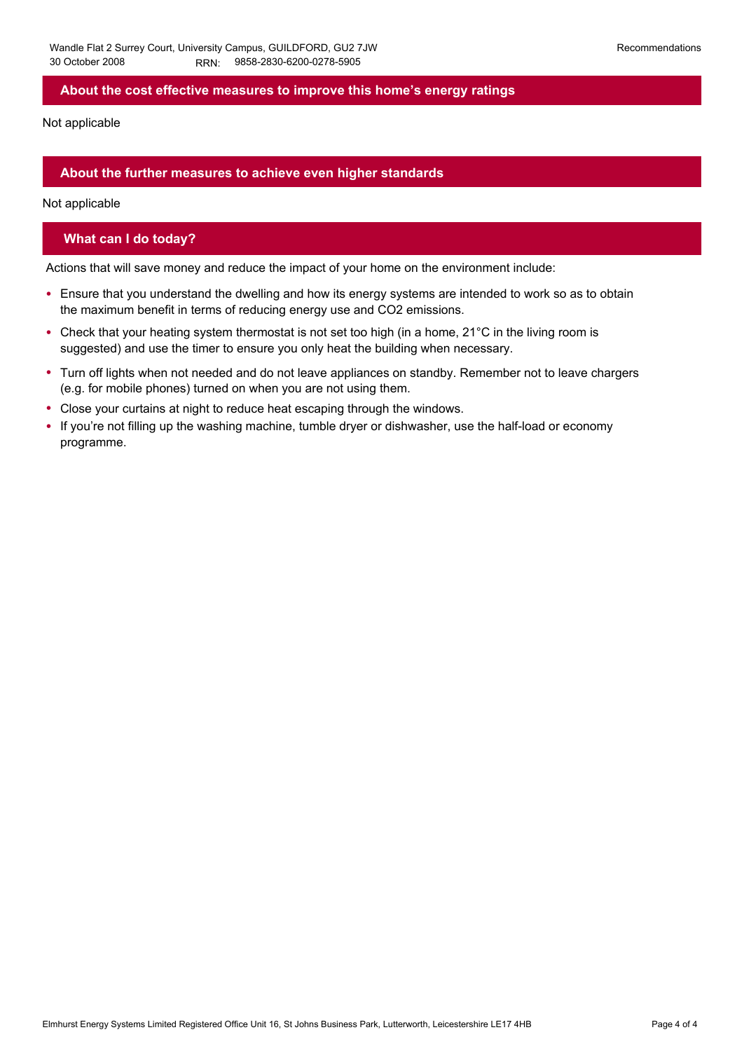## About the cost effective measures to improve this home's energy ratings

Not applicable

## About the further measures to achieve even higher standards

Not applicable

## What can I do today?

Actions that will save money and reduce the impact of your home on the environment include:

- Ensure that you understand the dwelling and how its energy systems are intended to work so as to obtain the maximum benefit in terms of reducing energy use and $CO_2$ emissions.
- Check that your heating system thermostat is not set too high (in a home, 21°C in the living room is suggested) and use the timer to ensure you only heat the building when necessary.
- Turn off lights when not needed and do not leave appliances on standby. Remember not to leave chargers (e.g. for mobile phones) turned on when you are not using them.
- Close your curtains at night to reduce heat escaping through the windows.
- If you're not filling up the washing machine, tumble dryer or dishwasher, use the half-load or economy programme.